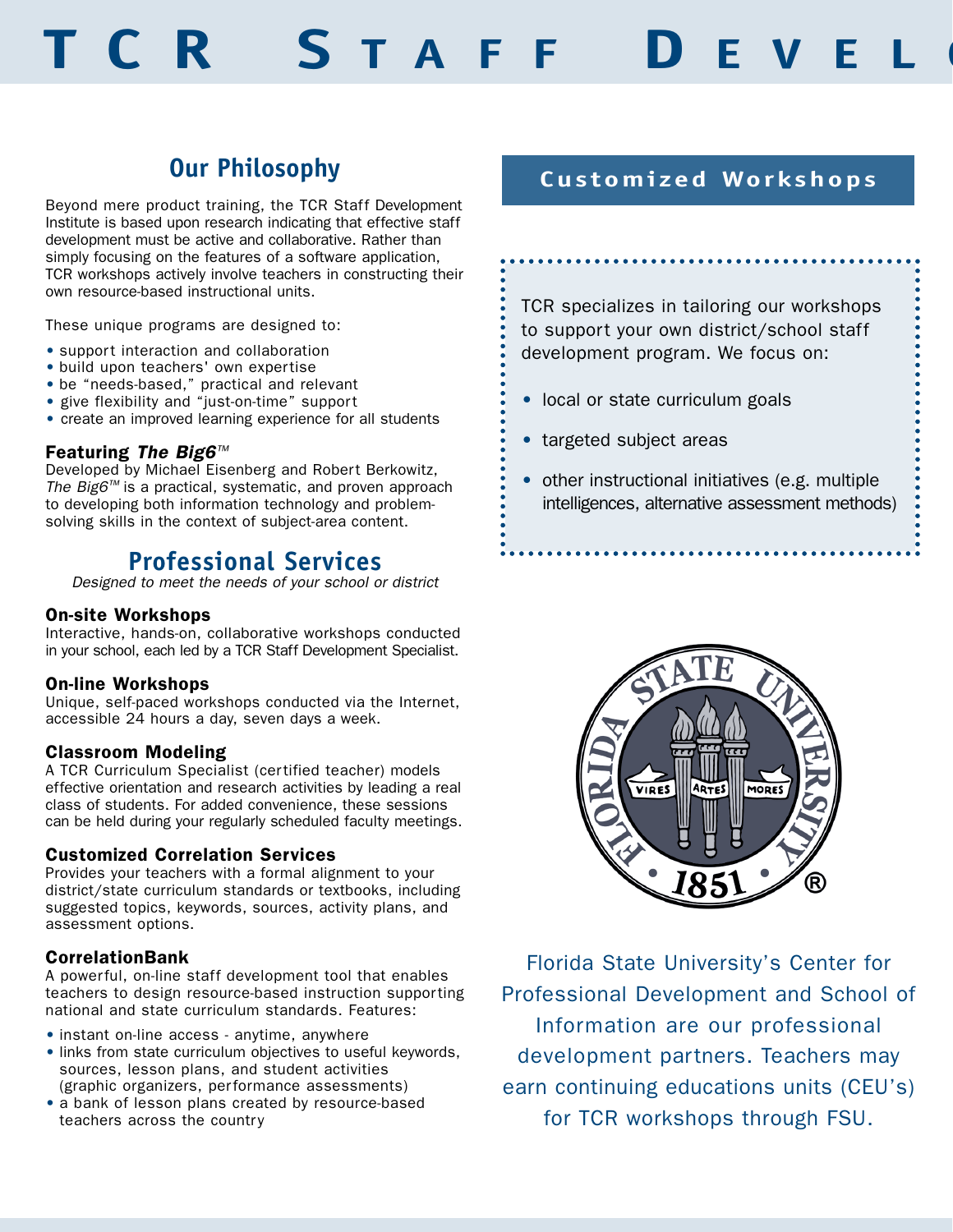# TCR Staff Devel

## Our Philosophy

Beyond mere product training, the TCR Staff Development Institute is based upon research indicating that effective staff development must be active and collaborative. Rather than simply focusing on the features of a software application, TCR workshops actively involve teachers in constructing their own resource-based instructional units.

These unique programs are designed to:

- support interaction and collaboration
- build upon teachers' own expertise
- be "needs-based," practical and relevant
- give flexibility and "just-on-time" support
- create an improved learning experience for all students

### Featuring *The Big6™*

Developed by Michael Eisenberg and Robert Berkowitz, *The Big6™* is a practical, systematic, and proven approach to developing both information technology and problem-solving skills in the context of subject-area content.

## Professional Services

*Designed to meet the needs of your school or district*

### On-site Workshops

Interactive, hands-on, collaborative workshops conducted in your school, each led by a TCR Staff Development Specialist.

### On-line Workshops

Unique, self-paced workshops conducted via the Internet, accessible 24 hours a day, seven days a week.

### Classroom Modeling

A TCR Curriculum Specialist (certified teacher) models effective orientation and research activities by leading a real class of students. For added convenience, these sessions can be held during your regularly scheduled faculty meetings.

### Customized Correlation Services

Provides your teachers with a formal alignment to your district/state curriculum standards or textbooks, including suggested topics, keywords, sources, activity plans, and assessment options.

### CorrelationBank

A powerful, on-line staff development tool that enables teachers to design resource-based instruction supporting national and state curriculum standards. Features:

- instant on-line access - anytime, anywhere
- links from state curriculum objectives to useful keywords, sources, lesson plans, and student activities (graphic organizers, performance assessments)
- a bank of lesson plans created by resource-based teachers across the country

## Customized Workshops

TCR specializes in tailoring our workshops to support your own district/school staff development program. We focus on:

- local or state curriculum goals
- targeted subject areas
- other instructional initiatives (e.g. multiple intelligences, alternative assessment methods)

Florida State University's Center for Professional Development and School of Information are our professional development partners. Teachers may earn continuing educations units (CEU's) for TCR workshops through FSU.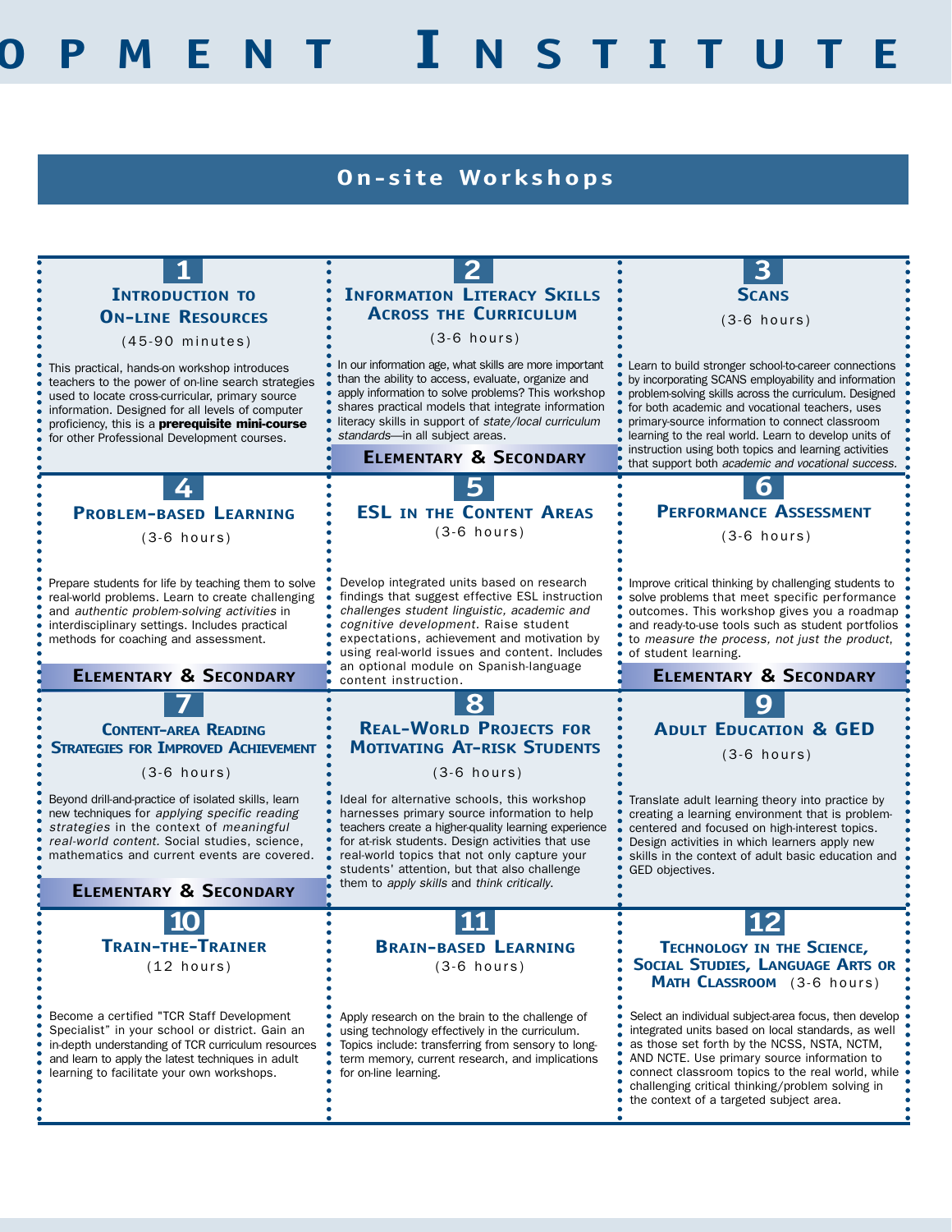# OPMENT INSTITUTE

## On-site Workshops

### 1 Introduction to On-line Resources

(45-90 minutes)

This practical, hands-on workshop introduces teachers to the power of on-line search strategies used to locate cross-curricular, primary source information. Designed for all levels of computer proficiency, this is a **prerequisite mini-course** for other Professional Development courses.

### 2 Information Literacy Skills Across the Curriculum

(3-6 hours)

In our information age, what skills are more important than the ability to access, evaluate, organize and apply information to solve problems? This workshop shares practical models that integrate information literacy skills in support of *state/local curriculum standards*—in all subject areas.

**Elementary & Secondary**

### 3 SCANS

(3-6 hours)

Learn to build stronger school-to-career connections by incorporating SCANS employability and information problem-solving skills across the curriculum. Designed for both academic and vocational teachers, uses primary-source information to connect classroom learning to the real world. Learn to develop units of instruction using both topics and learning activities that support both *academic and vocational success.*

### 4 Problem-based Learning

(3-6 hours)

Prepare students for life by teaching them to solve real-world problems. Learn to create challenging and *authentic problem-solving activities* in interdisciplinary settings. Includes practical methods for coaching and assessment.

**Elementary & Secondary**

### 5 ESL in the Content Areas

(3-6 hours)

Develop integrated units based on research findings that suggest effective ESL instruction *challenges student linguistic, academic and cognitive development.* Raise student expectations, achievement and motivation by using real-world issues and content. Includes an optional module on Spanish-language content instruction.

### 6 Performance Assessment

(3-6 hours)

Improve critical thinking by challenging students to solve problems that meet specific performance outcomes. This workshop gives you a roadmap and ready-to-use tools such as student portfolios to *measure the process, not just the product,* of student learning.

**Elementary & Secondary**

### 7 Content-area Reading Strategies for Improved Achievement

(3-6 hours)

Beyond drill-and-practice of isolated skills, learn new techniques for *applying specific reading strategies* in the context of *meaningful real-world content.* Social studies, science, mathematics and current events are covered.

**Elementary & Secondary**

### 8 Real-World Projects for Motivating At-risk Students

(3-6 hours)

Ideal for alternative schools, this workshop harnesses primary source information to help teachers create a higher-quality learning experience for at-risk students. Design activities that use real-world topics that not only capture your students' attention, but that also challenge them to *apply skills* and *think critically.*

### 9 Adult Education & GED

(3-6 hours)

Translate adult learning theory into practice by creating a learning environment that is problem-centered and focused on high-interest topics. Design activities in which learners apply new skills in the context of adult basic education and GED objectives.

### 10 Train-the-Trainer

(12 hours)

Become a certified "TCR Staff Development Specialist" in your school or district. Gain an in-depth understanding of TCR curriculum resources and learn to apply the latest techniques in adult learning to facilitate your own workshops.

### 11 Brain-based Learning

(3-6 hours)

Apply research on the brain to the challenge of using technology effectively in the curriculum. Topics include: transferring from sensory to long-term memory, current research, and implications for on-line learning.

### 12 Technology in the Science, Social Studies, Language Arts or Math Classroom

(3-6 hours)

Select an individual subject-area focus, then develop integrated units based on local standards, as well as those set forth by the NCSS, NSTA, NCTM, AND NCTE. Use primary source information to connect classroom topics to the real world, while challenging critical thinking/problem solving in the context of a targeted subject area.